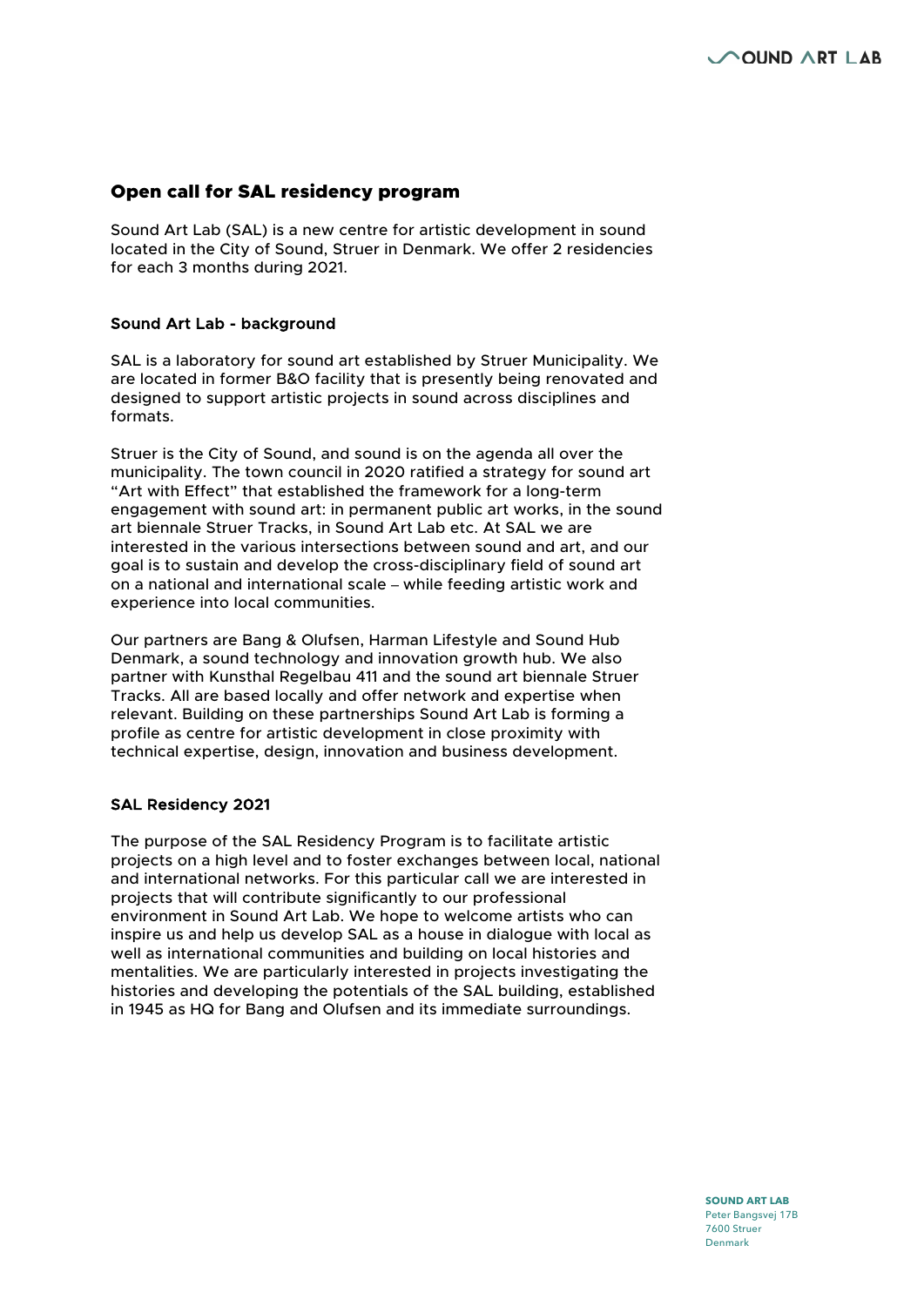## Open call for SAL residency program

Sound Art Lab (SAL) is a new centre for artistic development in sound located in the City of Sound, Struer in Denmark. We offer 2 residencies for each 3 months during 2021.

### Sound Art Lab - background

SAL is a laboratory for sound art established by Struer Municipality. We are located in former B&O facility that is presently being renovated and designed to support artistic projects in sound across disciplines and formats.

Struer is the City of Sound, and sound is on the agenda all over the municipality. The town council in 2020 ratified a strategy for sound art "Art with Effect" that established the framework for a long-term engagement with sound art: in permanent public art works, in the sound art biennale Struer Tracks, in Sound Art Lab etc. At SAL we are interested in the various intersections between sound and art, and our goal is to sustain and develop the cross-disciplinary field of sound art on a national and international scale – while feeding artistic work and experience into local communities.

Our partners are Bang & Olufsen, Harman Lifestyle and Sound Hub Denmark, a sound technology and innovation growth hub. We also partner with Kunsthal Regelbau 411 and the sound art biennale Struer Tracks. All are based locally and offer network and expertise when relevant. Building on these partnerships Sound Art Lab is forming a profile as centre for artistic development in close proximity with technical expertise, design, innovation and business development.

### SAL Residency 2021

The purpose of the SAL Residency Program is to facilitate artistic projects on a high level and to foster exchanges between local, national and international networks. For this particular call we are interested in projects that will contribute significantly to our professional environment in Sound Art Lab. We hope to welcome artists who can inspire us and help us develop SAL as a house in dialogue with local as well as international communities and building on local histories and mentalities. We are particularly interested in projects investigating the histories and developing the potentials of the SAL building, established in 1945 as HQ for Bang and Olufsen and its immediate surroundings.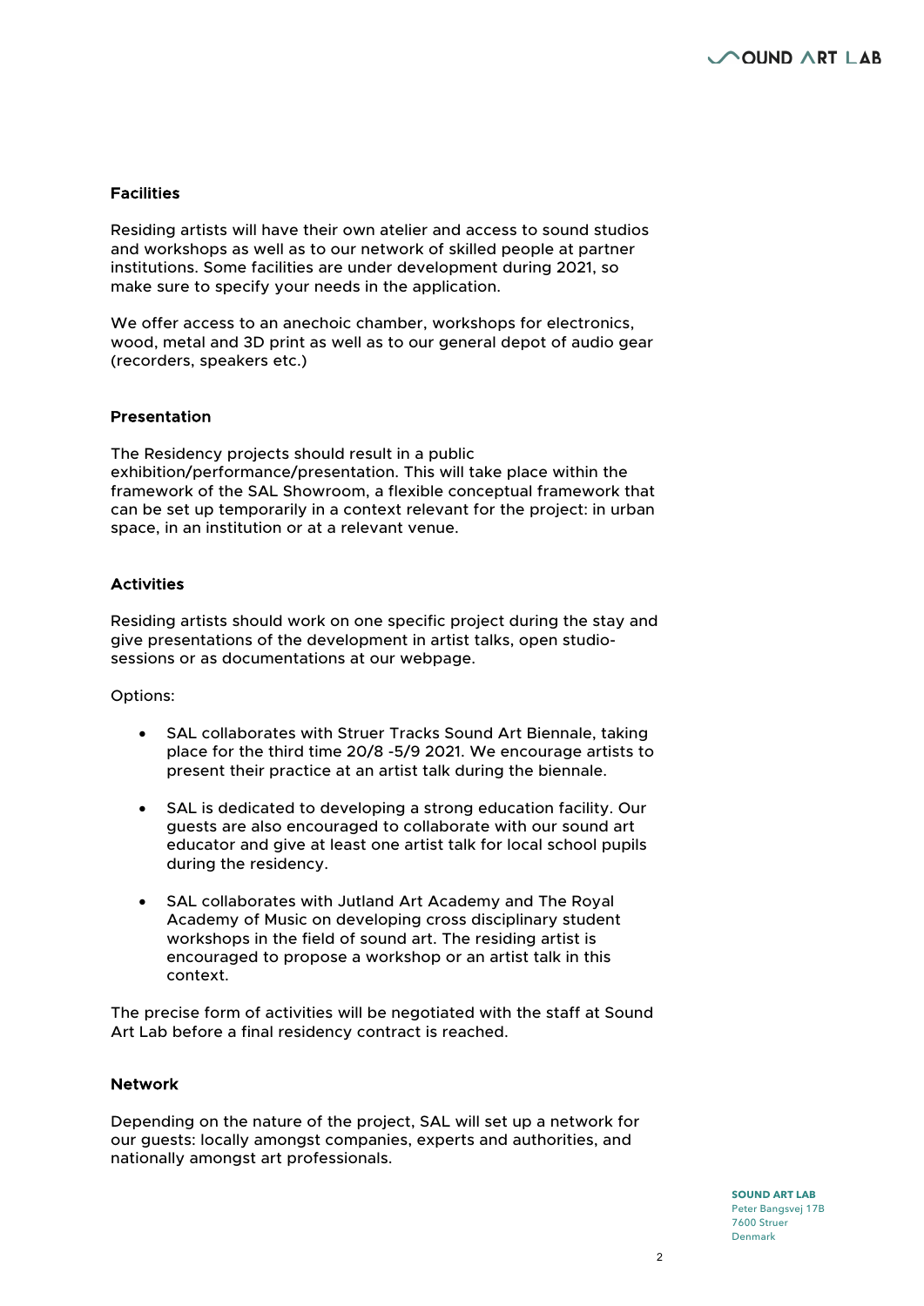## Facilities

Residing artists will have their own atelier and access to sound studios and workshops as well as to our network of skilled people at partner institutions. Some facilities are under development during 2021, so make sure to specify your needs in the application.

We offer access to an anechoic chamber, workshops for electronics, wood, metal and 3D print as well as to our general depot of audio gear (recorders, speakers etc.)

## Presentation

The Residency projects should result in a public exhibition/performance/presentation. This will take place within the framework of the SAL Showroom, a flexible conceptual framework that can be set up temporarily in a context relevant for the project: in urban space, in an institution or at a relevant venue.

## Activities

Residing artists should work on one specific project during the stay and give presentations of the development in artist talks, open studio-sessions or as documentations at our webpage.

Options:

- SAL collaborates with Struer Tracks Sound Art Biennale, taking place for the third time 20/8 -5/9 2021. We encourage artists to present their practice at an artist talk during the biennale.
- SAL is dedicated to developing a strong education facility. Our guests are also encouraged to collaborate with our sound art educator and give at least one artist talk for local school pupils during the residency.
- SAL collaborates with Jutland Art Academy and The Royal Academy of Music on developing cross disciplinary student workshops in the field of sound art. The residing artist is encouraged to propose a workshop or an artist talk in this context.

The precise form of activities will be negotiated with the staff at Sound Art Lab before a final residency contract is reached.

## Network

Depending on the nature of the project, SAL will set up a network for our guests: locally amongst companies, experts and authorities, and nationally amongst art professionals.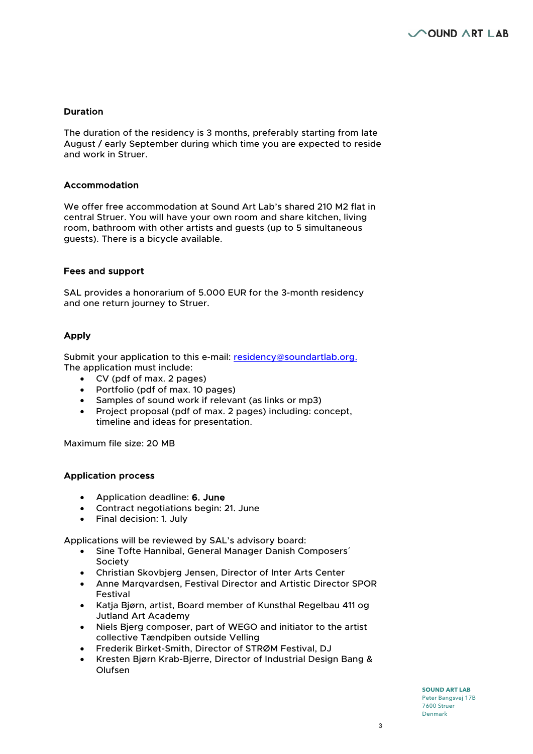### Duration

The duration of the residency is 3 months, preferably starting from late August / early September during which time you are expected to reside and work in Struer.

### Accommodation

We offer free accommodation at Sound Art Lab's shared 210 M2 flat in central Struer. You will have your own room and share kitchen, living room, bathroom with other artists and guests (up to 5 simultaneous guests). There is a bicycle available.

### Fees and support

SAL provides a honorarium of 5.000 EUR for the 3-month residency and one return journey to Struer.

### Apply

Submit your application to this e-mail: residency@soundartlab.org.
The application must include:

- CV (pdf of max. 2 pages)
- Portfolio (pdf of max. 10 pages)
- Samples of sound work if relevant (as links or mp3)
- Project proposal (pdf of max. 2 pages) including: concept, timeline and ideas for presentation.

Maximum file size: 20 MB

### Application process

- Application deadline: **6. June**
- Contract negotiations begin: 21. June
- Final decision: 1. July

Applications will be reviewed by SAL's advisory board:

- Sine Tofte Hannibal, General Manager Danish Composers´ Society
- Christian Skovbjerg Jensen, Director of Inter Arts Center
- Anne Marqvardsen, Festival Director and Artistic Director SPOR Festival
- Katja Bjørn, artist, Board member of Kunsthal Regelbau 411 og Jutland Art Academy
- Niels Bjerg composer, part of WEGO and initiator to the artist collective Tændpiben outside Velling
- Frederik Birket-Smith, Director of STRØM Festival, DJ
- Kresten Bjørn Krab-Bjerre, Director of Industrial Design Bang & Olufsen

**SOUND ART LAB**
Peter Bangsvej 17B
7600 Struer
Denmark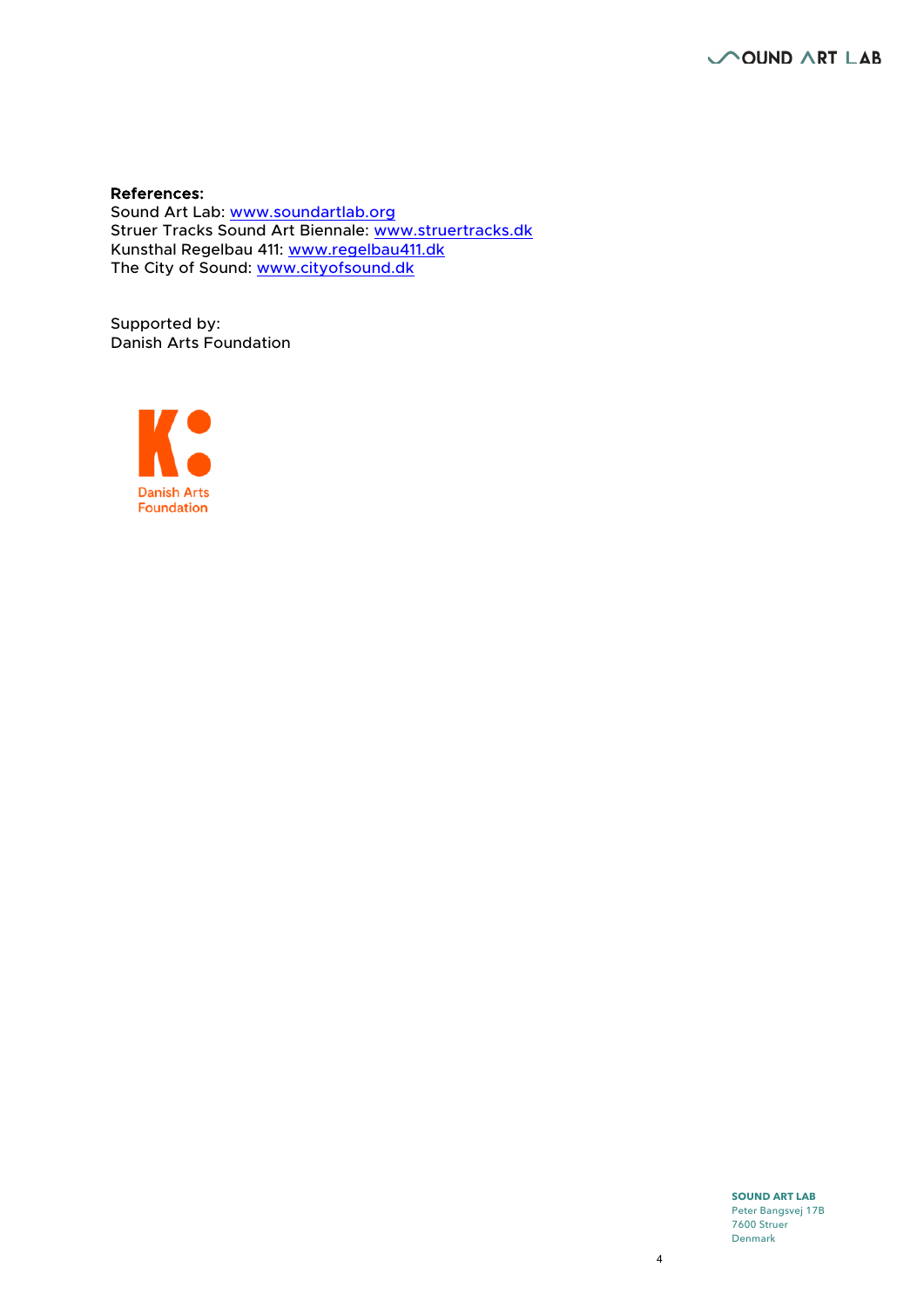**References:**
Sound Art Lab: www.soundartlab.org
Struer Tracks Sound Art Biennale: www.struertracks.dk
Kunsthal Regelbau 411: www.regelbau411.dk
The City of Sound: www.cityofsound.dk

Supported by:
Danish Arts Foundation

Danish Arts Foundation

**SOUND ART LAB**
Peter Bangsvej 17B
7600 Struer
Denmark